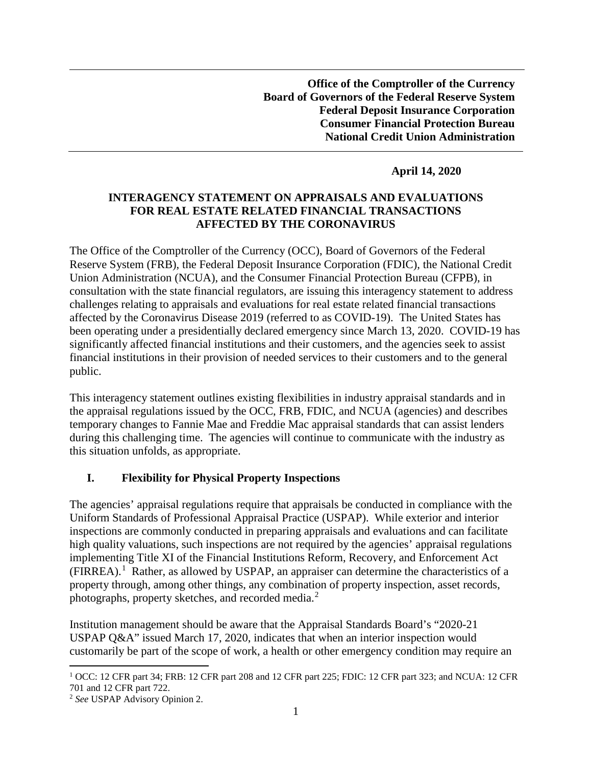**Office of the Comptroller of the Currency**
**Board of Governors of the Federal Reserve System**
**Federal Deposit Insurance Corporation**
**Consumer Financial Protection Bureau**
**National Credit Union Administration**

**April 14, 2020**

# INTERAGENCY STATEMENT ON APPRAISALS AND EVALUATIONS FOR REAL ESTATE RELATED FINANCIAL TRANSACTIONS AFFECTED BY THE CORONAVIRUS

The Office of the Comptroller of the Currency (OCC), Board of Governors of the Federal Reserve System (FRB), the Federal Deposit Insurance Corporation (FDIC), the National Credit Union Administration (NCUA), and the Consumer Financial Protection Bureau (CFPB), in consultation with the state financial regulators, are issuing this interagency statement to address challenges relating to appraisals and evaluations for real estate related financial transactions affected by the Coronavirus Disease 2019 (referred to as COVID-19). The United States has been operating under a presidentially declared emergency since March 13, 2020. COVID-19 has significantly affected financial institutions and their customers, and the agencies seek to assist financial institutions in their provision of needed services to their customers and to the general public.

This interagency statement outlines existing flexibilities in industry appraisal standards and in the appraisal regulations issued by the OCC, FRB, FDIC, and NCUA (agencies) and describes temporary changes to Fannie Mae and Freddie Mac appraisal standards that can assist lenders during this challenging time. The agencies will continue to communicate with the industry as this situation unfolds, as appropriate.

## I. Flexibility for Physical Property Inspections

The agencies' appraisal regulations require that appraisals be conducted in compliance with the Uniform Standards of Professional Appraisal Practice (USPAP). While exterior and interior inspections are commonly conducted in preparing appraisals and evaluations and can facilitate high quality valuations, such inspections are not required by the agencies' appraisal regulations implementing Title XI of the Financial Institutions Reform, Recovery, and Enforcement Act (FIRREA).[1] Rather, as allowed by USPAP, an appraiser can determine the characteristics of a property through, among other things, any combination of property inspection, asset records, photographs, property sketches, and recorded media.[2]

Institution management should be aware that the Appraisal Standards Board's "2020-21 USPAP Q&A" issued March 17, 2020, indicates that when an interior inspection would customarily be part of the scope of work, a health or other emergency condition may require an

[1] OCC: 12 CFR part 34; FRB: 12 CFR part 208 and 12 CFR part 225; FDIC: 12 CFR part 323; and NCUA: 12 CFR 701 and 12 CFR part 722.

[2] *See* USPAP Advisory Opinion 2.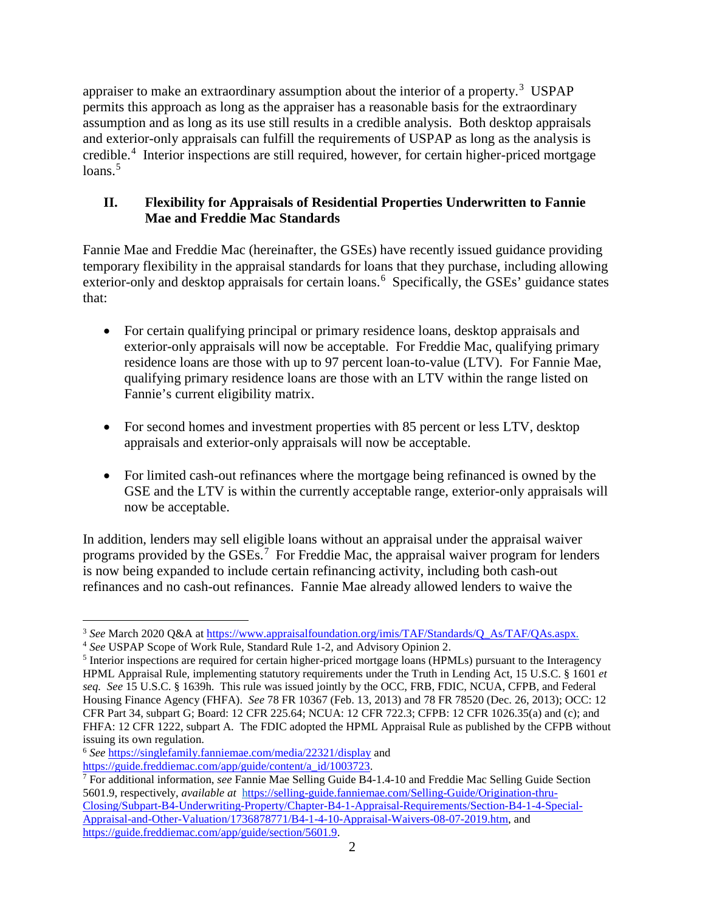appraiser to make an extraordinary assumption about the interior of a property.[3] USPAP permits this approach as long as the appraiser has a reasonable basis for the extraordinary assumption and as long as its use still results in a credible analysis. Both desktop appraisals and exterior-only appraisals can fulfill the requirements of USPAP as long as the analysis is credible.[4] Interior inspections are still required, however, for certain higher-priced mortgage loans.[5]

## II. Flexibility for Appraisals of Residential Properties Underwritten to Fannie Mae and Freddie Mac Standards

Fannie Mae and Freddie Mac (hereinafter, the GSEs) have recently issued guidance providing temporary flexibility in the appraisal standards for loans that they purchase, including allowing exterior-only and desktop appraisals for certain loans.[6] Specifically, the GSEs' guidance states that:

- For certain qualifying principal or primary residence loans, desktop appraisals and exterior-only appraisals will now be acceptable. For Freddie Mac, qualifying primary residence loans are those with up to 97 percent loan-to-value (LTV). For Fannie Mae, qualifying primary residence loans are those with an LTV within the range listed on Fannie's current eligibility matrix.

- For second homes and investment properties with 85 percent or less LTV, desktop appraisals and exterior-only appraisals will now be acceptable.

- For limited cash-out refinances where the mortgage being refinanced is owned by the GSE and the LTV is within the currently acceptable range, exterior-only appraisals will now be acceptable.

In addition, lenders may sell eligible loans without an appraisal under the appraisal waiver programs provided by the GSEs.[7] For Freddie Mac, the appraisal waiver program for lenders is now being expanded to include certain refinancing activity, including both cash-out refinances and no cash-out refinances. Fannie Mae already allowed lenders to waive the

---

[3] *See* March 2020 Q&A at https://www.appraisalfoundation.org/imis/TAF/Standards/Q_As/TAF/QAs.aspx.

[4] *See* USPAP Scope of Work Rule, Standard Rule 1-2, and Advisory Opinion 2.

[5] Interior inspections are required for certain higher-priced mortgage loans (HPMLs) pursuant to the Interagency HPML Appraisal Rule, implementing statutory requirements under the Truth in Lending Act, 15 U.S.C. § 1601 *et seq. See* 15 U.S.C. § 1639h. This rule was issued jointly by the OCC, FRB, FDIC, NCUA, CFPB, and Federal Housing Finance Agency (FHFA). *See* 78 FR 10367 (Feb. 13, 2013) and 78 FR 78520 (Dec. 26, 2013); OCC: 12 CFR Part 34, subpart G; Board: 12 CFR 225.64; NCUA: 12 CFR 722.3; CFPB: 12 CFR 1026.35(a) and (c); and FHFA: 12 CFR 1222, subpart A. The FDIC adopted the HPML Appraisal Rule as published by the CFPB without issuing its own regulation.

[6] *See* https://singlefamily.fanniemae.com/media/22321/display and https://guide.freddiemac.com/app/guide/content/a_id/1003723.

[7] For additional information, *see* Fannie Mae Selling Guide B4-1.4-10 and Freddie Mac Selling Guide Section 5601.9, respectively, *available at* https://selling-guide.fanniemae.com/Selling-Guide/Origination-thru-Closing/Subpart-B4-Underwriting-Property/Chapter-B4-1-Appraisal-Requirements/Section-B4-1-4-Special-Appraisal-and-Other-Valuation/1736878771/B4-1-4-10-Appraisal-Waivers-08-07-2019.htm, and https://guide.freddiemac.com/app/guide/section/5601.9.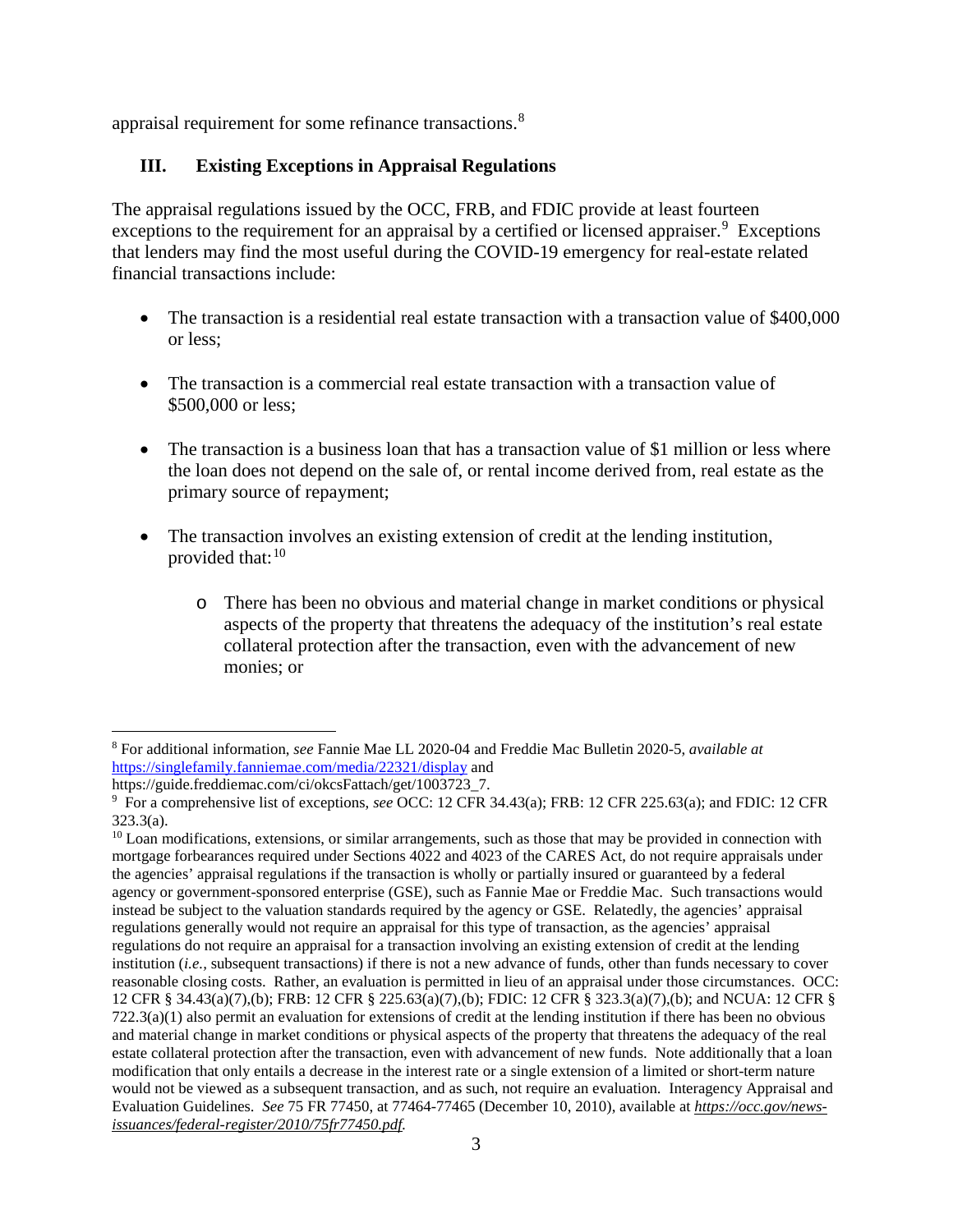appraisal requirement for some refinance transactions.[8]

## III. Existing Exceptions in Appraisal Regulations

The appraisal regulations issued by the OCC, FRB, and FDIC provide at least fourteen exceptions to the requirement for an appraisal by a certified or licensed appraiser.[9] Exceptions that lenders may find the most useful during the COVID-19 emergency for real-estate related financial transactions include:

- The transaction is a residential real estate transaction with a transaction value of $400,000 or less;
- The transaction is a commercial real estate transaction with a transaction value of $500,000 or less;
- The transaction is a business loan that has a transaction value of $1 million or less where the loan does not depend on the sale of, or rental income derived from, real estate as the primary source of repayment;
- The transaction involves an existing extension of credit at the lending institution, provided that:[10]
    - There has been no obvious and material change in market conditions or physical aspects of the property that threatens the adequacy of the institution's real estate collateral protection after the transaction, even with the advancement of new monies; or

---

[8] For additional information, *see* Fannie Mae LL 2020-04 and Freddie Mac Bulletin 2020-5, *available at* https://singlefamily.fanniemae.com/media/22321/display and https://guide.freddiemac.com/ci/okcsFattach/get/1003723_7.

[9] For a comprehensive list of exceptions, *see* OCC: 12 CFR 34.43(a); FRB: 12 CFR 225.63(a); and FDIC: 12 CFR 323.3(a).

[10] Loan modifications, extensions, or similar arrangements, such as those that may be provided in connection with mortgage forbearances required under Sections 4022 and 4023 of the CARES Act, do not require appraisals under the agencies' appraisal regulations if the transaction is wholly or partially insured or guaranteed by a federal agency or government-sponsored enterprise (GSE), such as Fannie Mae or Freddie Mac. Such transactions would instead be subject to the valuation standards required by the agency or GSE. Relatedly, the agencies' appraisal regulations generally would not require an appraisal for this type of transaction, as the agencies' appraisal regulations do not require an appraisal for a transaction involving an existing extension of credit at the lending institution (*i.e.*, subsequent transactions) if there is not a new advance of funds, other than funds necessary to cover reasonable closing costs. Rather, an evaluation is permitted in lieu of an appraisal under those circumstances. OCC: 12 CFR § 34.43(a)(7),(b); FRB: 12 CFR § 225.63(a)(7),(b); FDIC: 12 CFR § 323.3(a)(7),(b); and NCUA: 12 CFR § 722.3(a)(1) also permit an evaluation for extensions of credit at the lending institution if there has been no obvious and material change in market conditions or physical aspects of the property that threatens the adequacy of the real estate collateral protection after the transaction, even with advancement of new funds. Note additionally that a loan modification that only entails a decrease in the interest rate or a single extension of a limited or short-term nature would not be viewed as a subsequent transaction, and as such, not require an evaluation. Interagency Appraisal and Evaluation Guidelines. *See* 75 FR 77450, at 77464-77465 (December 10, 2010), available at *https://occ.gov/news-issuances/federal-register/2010/75fr77450.pdf*.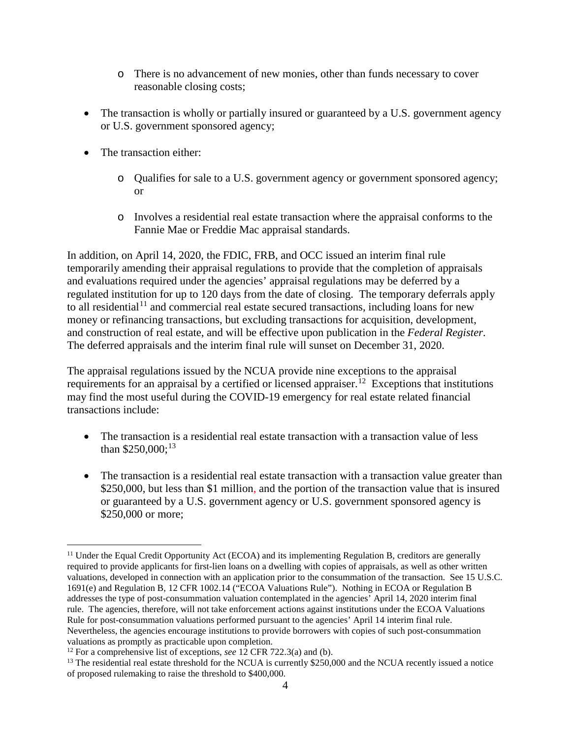- There is no advancement of new monies, other than funds necessary to cover reasonable closing costs;

- The transaction is wholly or partially insured or guaranteed by a U.S. government agency or U.S. government sponsored agency;

- The transaction either:

    - Qualifies for sale to a U.S. government agency or government sponsored agency; or

    - Involves a residential real estate transaction where the appraisal conforms to the Fannie Mae or Freddie Mac appraisal standards.

In addition, on April 14, 2020, the FDIC, FRB, and OCC issued an interim final rule temporarily amending their appraisal regulations to provide that the completion of appraisals and evaluations required under the agencies' appraisal regulations may be deferred by a regulated institution for up to 120 days from the date of closing. The temporary deferrals apply to all residential[11] and commercial real estate secured transactions, including loans for new money or refinancing transactions, but excluding transactions for acquisition, development, and construction of real estate, and will be effective upon publication in the *Federal Register*. The deferred appraisals and the interim final rule will sunset on December 31, 2020.

The appraisal regulations issued by the NCUA provide nine exceptions to the appraisal requirements for an appraisal by a certified or licensed appraiser.[12] Exceptions that institutions may find the most useful during the COVID-19 emergency for real estate related financial transactions include:

- The transaction is a residential real estate transaction with a transaction value of less than $250,000;[13]

- The transaction is a residential real estate transaction with a transaction value greater than $250,000, but less than $1 million, and the portion of the transaction value that is insured or guaranteed by a U.S. government agency or U.S. government sponsored agency is $250,000 or more;

---

[11] Under the Equal Credit Opportunity Act (ECOA) and its implementing Regulation B, creditors are generally required to provide applicants for first-lien loans on a dwelling with copies of appraisals, as well as other written valuations, developed in connection with an application prior to the consummation of the transaction. See 15 U.S.C. 1691(e) and Regulation B, 12 CFR 1002.14 ("ECOA Valuations Rule"). Nothing in ECOA or Regulation B addresses the type of post-consummation valuation contemplated in the agencies' April 14, 2020 interim final rule. The agencies, therefore, will not take enforcement actions against institutions under the ECOA Valuations Rule for post-consummation valuations performed pursuant to the agencies' April 14 interim final rule. Nevertheless, the agencies encourage institutions to provide borrowers with copies of such post-consummation valuations as promptly as practicable upon completion.

[12] For a comprehensive list of exceptions, *see* 12 CFR 722.3(a) and (b).

[13] The residential real estate threshold for the NCUA is currently $250,000 and the NCUA recently issued a notice of proposed rulemaking to raise the threshold to $400,000.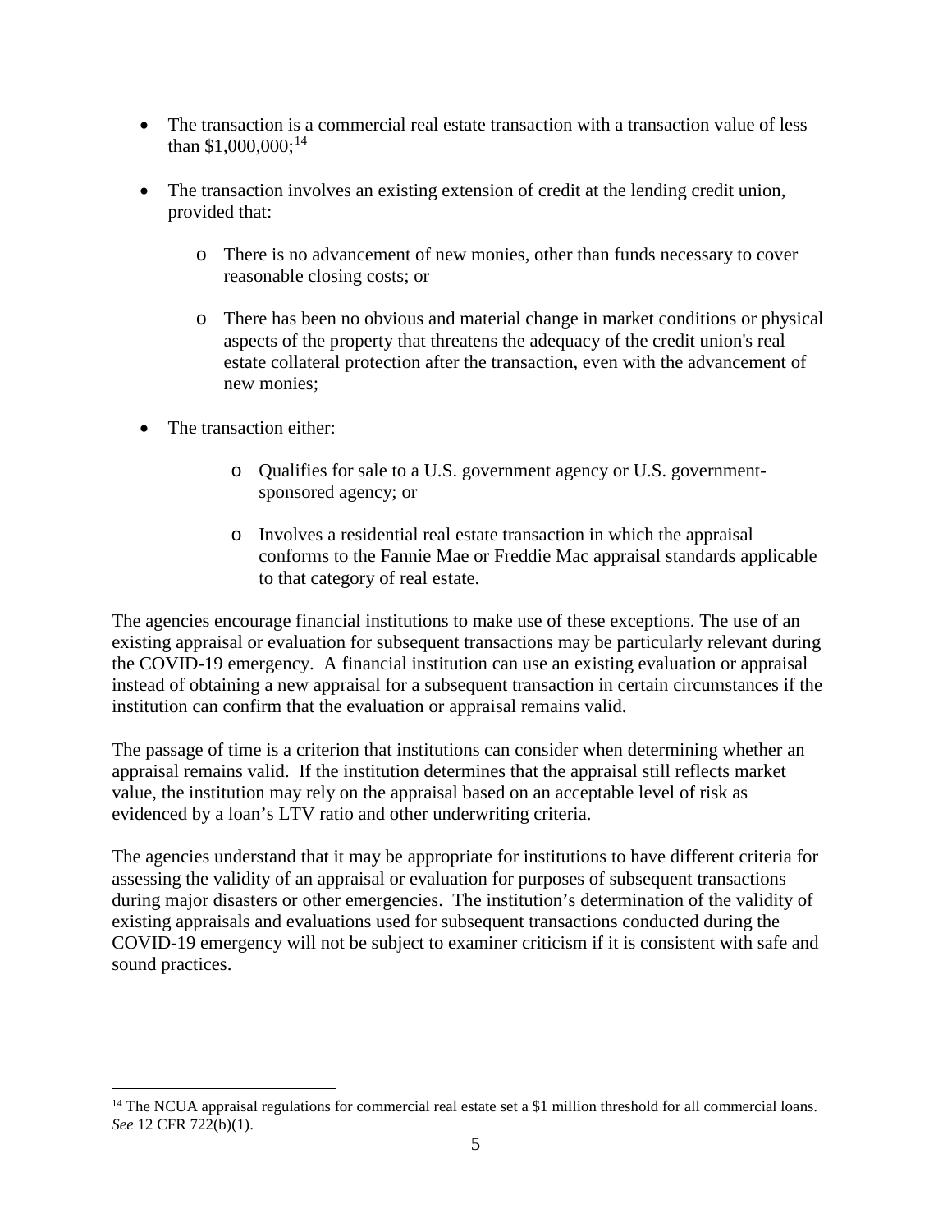- The transaction is a commercial real estate transaction with a transaction value of less than $1,000,000;[14]
- The transaction involves an existing extension of credit at the lending credit union, provided that:
  - There is no advancement of new monies, other than funds necessary to cover reasonable closing costs; or
  - There has been no obvious and material change in market conditions or physical aspects of the property that threatens the adequacy of the credit union's real estate collateral protection after the transaction, even with the advancement of new monies;
- The transaction either:
  - Qualifies for sale to a U.S. government agency or U.S. government-sponsored agency; or
  - Involves a residential real estate transaction in which the appraisal conforms to the Fannie Mae or Freddie Mac appraisal standards applicable to that category of real estate.

The agencies encourage financial institutions to make use of these exceptions. The use of an existing appraisal or evaluation for subsequent transactions may be particularly relevant during the COVID-19 emergency. A financial institution can use an existing evaluation or appraisal instead of obtaining a new appraisal for a subsequent transaction in certain circumstances if the institution can confirm that the evaluation or appraisal remains valid.

The passage of time is a criterion that institutions can consider when determining whether an appraisal remains valid. If the institution determines that the appraisal still reflects market value, the institution may rely on the appraisal based on an acceptable level of risk as evidenced by a loan's LTV ratio and other underwriting criteria.

The agencies understand that it may be appropriate for institutions to have different criteria for assessing the validity of an appraisal or evaluation for purposes of subsequent transactions during major disasters or other emergencies. The institution's determination of the validity of existing appraisals and evaluations used for subsequent transactions conducted during the COVID-19 emergency will not be subject to examiner criticism if it is consistent with safe and sound practices.

---

[14] The NCUA appraisal regulations for commercial real estate set a $1 million threshold for all commercial loans. *See* 12 CFR 722(b)(1).